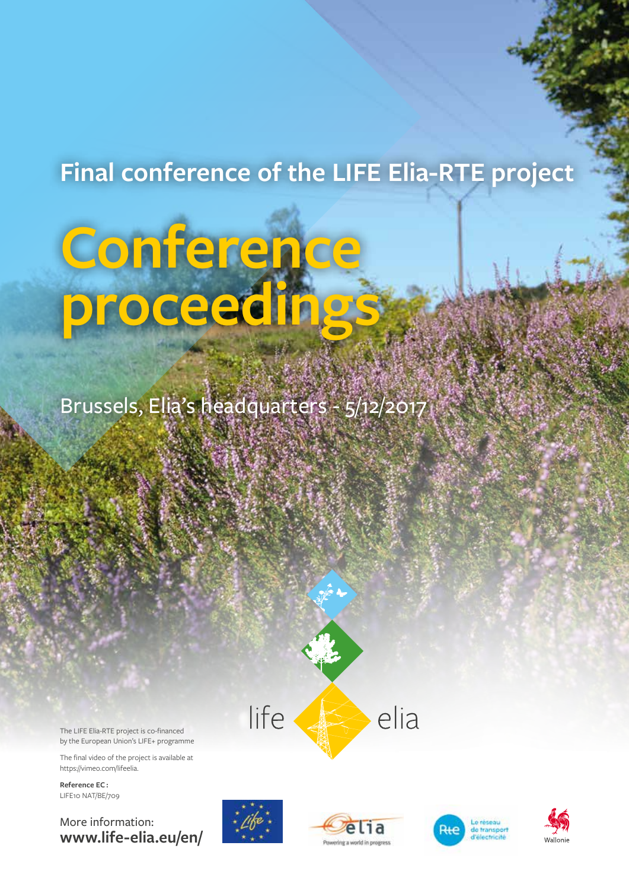## Final conference of the LIFE Elia-RTE project

# Conference proceedings

Brussels, Elia's headquarters - 5/12/2017

life elia

The LIFE Elia-RTE project is co-financed by the European Union's LIFE+ programme

The final video of the project is available at https://vimeo.com/lifeelia.

**Reference EC :**
LIFE10 NAT/BE/709

More information:
**www.life-elia.eu/en/**

Life

elia
Powering a world in progress

Rte
Le réseau de transport d'électricité

Wallonie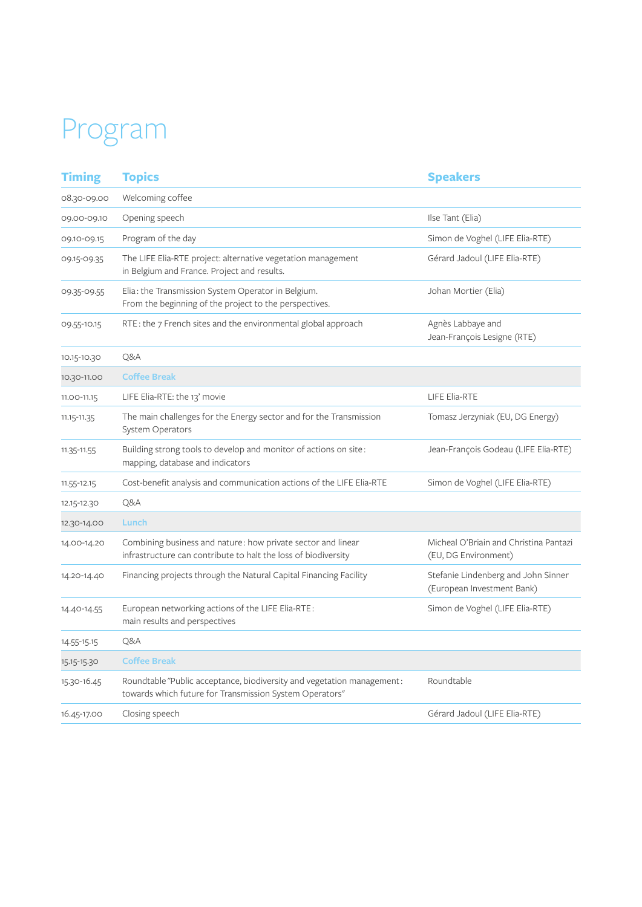# Program

| Timing | Topics | Speakers |
|---|---|---|
| 08.30-09.00 | Welcoming coffee | |
| 09.00-09.10 | Opening speech | Ilse Tant (Elia) |
| 09.10-09.15 | Program of the day | Simon de Voghel (LIFE Elia-RTE) |
| 09.15-09.35 | The LIFE Elia-RTE project: alternative vegetation management in Belgium and France. Project and results. | Gérard Jadoul (LIFE Elia-RTE) |
| 09.35-09.55 | Elia : the Transmission System Operator in Belgium. From the beginning of the project to the perspectives. | Johan Mortier (Elia) |
| 09.55-10.15 | RTE : the 7 French sites and the environmental global approach | Agnès Labbaye and Jean-François Lesigne (RTE) |
| 10.15-10.30 | Q&A | |
| 10.30-11.00 | Coffee Break | |
| 11.00-11.15 | LIFE Elia-RTE: the 13' movie | LIFE Elia-RTE |
| 11.15-11.35 | The main challenges for the Energy sector and for the Transmission System Operators | Tomasz Jerzyniak (EU, DG Energy) |
| 11.35-11.55 | Building strong tools to develop and monitor of actions on site : mapping, database and indicators | Jean-François Godeau (LIFE Elia-RTE) |
| 11.55-12.15 | Cost-benefit analysis and communication actions of the LIFE Elia-RTE | Simon de Voghel (LIFE Elia-RTE) |
| 12.15-12.30 | Q&A | |
| 12.30-14.00 | Lunch | |
| 14.00-14.20 | Combining business and nature : how private sector and linear infrastructure can contribute to halt the loss of biodiversity | Micheal O'Briain and Christina Pantazi (EU, DG Environment) |
| 14.20-14.40 | Financing projects through the Natural Capital Financing Facility | Stefanie Lindenberg and John Sinner (European Investment Bank) |
| 14.40-14.55 | European networking actions of the LIFE Elia-RTE : main results and perspectives | Simon de Voghel (LIFE Elia-RTE) |
| 14.55-15.15 | Q&A | |
| 15.15-15.30 | Coffee Break | |
| 15.30-16.45 | Roundtable "Public acceptance, biodiversity and vegetation management : towards which future for Transmission System Operators" | Roundtable |
| 16.45-17.00 | Closing speech | Gérard Jadoul (LIFE Elia-RTE) |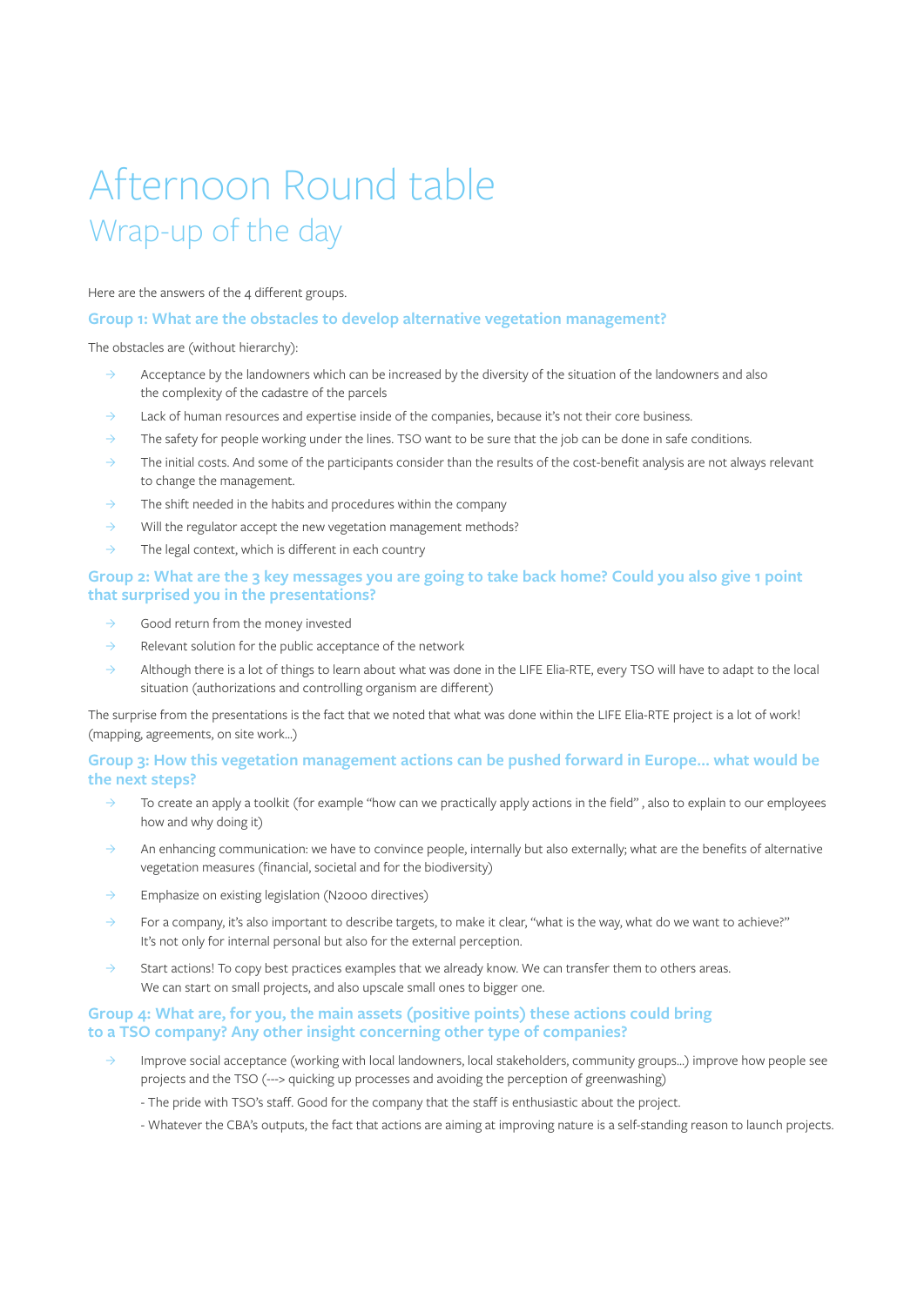# Afternoon Round table

## Wrap-up of the day

Here are the answers of the 4 different groups.

### Group 1: What are the obstacles to develop alternative vegetation management?

The obstacles are (without hierarchy):

- Acceptance by the landowners which can be increased by the diversity of the situation of the landowners and also the complexity of the cadastre of the parcels
- Lack of human resources and expertise inside of the companies, because it's not their core business.
- The safety for people working under the lines. TSO want to be sure that the job can be done in safe conditions.
- The initial costs. And some of the participants consider than the results of the cost-benefit analysis are not always relevant to change the management.
- The shift needed in the habits and procedures within the company
- Will the regulator accept the new vegetation management methods?
- The legal context, which is different in each country

### Group 2: What are the 3 key messages you are going to take back home? Could you also give 1 point that surprised you in the presentations?

- Good return from the money invested
- Relevant solution for the public acceptance of the network
- Although there is a lot of things to learn about what was done in the LIFE Elia-RTE, every TSO will have to adapt to the local situation (authorizations and controlling organism are different)

The surprise from the presentations is the fact that we noted that what was done within the LIFE Elia-RTE project is a lot of work! (mapping, agreements, on site work...)

### Group 3: How this vegetation management actions can be pushed forward in Europe... what would be the next steps?

- To create an apply a toolkit (for example "how can we practically apply actions in the field" , also to explain to our employees how and why doing it)
- An enhancing communication: we have to convince people, internally but also externally; what are the benefits of alternative vegetation measures (financial, societal and for the biodiversity)
- Emphasize on existing legislation (N2000 directives)
- For a company, it's also important to describe targets, to make it clear, "what is the way, what do we want to achieve?" It's not only for internal personal but also for the external perception.
- Start actions! To copy best practices examples that we already know. We can transfer them to others areas. We can start on small projects, and also upscale small ones to bigger one.

### Group 4: What are, for you, the main assets (positive points) these actions could bring to a TSO company? Any other insight concerning other type of companies?

- Improve social acceptance (working with local landowners, local stakeholders, community groups...) improve how people see projects and the TSO (---> quicking up processes and avoiding the perception of greenwashing)

  - The pride with TSO's staff. Good for the company that the staff is enthusiastic about the project.

  - Whatever the CBA's outputs, the fact that actions are aiming at improving nature is a self-standing reason to launch projects.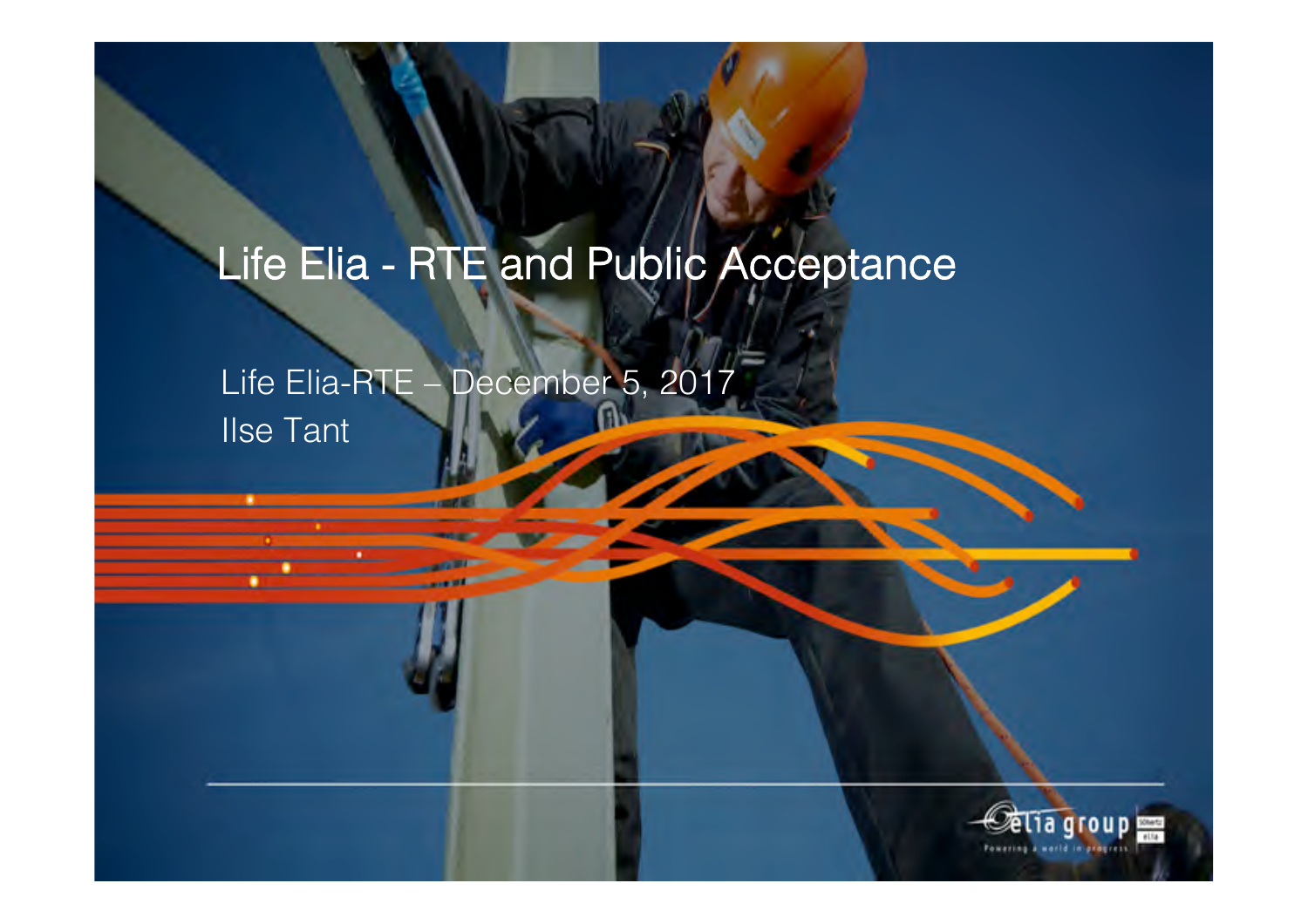# Life Elia - RTE and Public Acceptance

Life Elia-RTE – December 5, 2017

Ilse Tant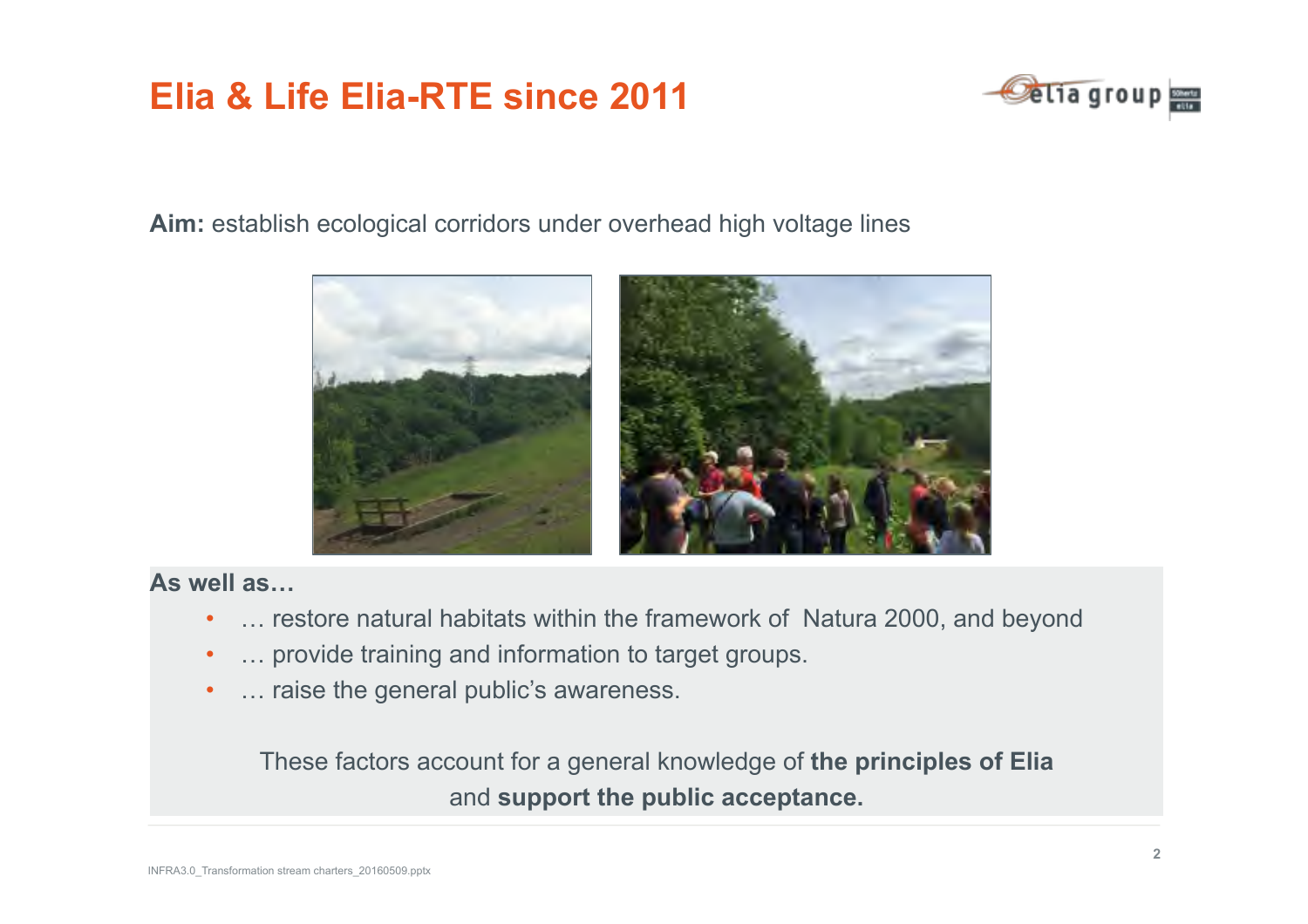# Elia & Life Elia-RTE since 2011

**Aim:** establish ecological corridors under overhead high voltage lines

**As well as…**

- … restore natural habitats within the framework of Natura 2000, and beyond
- … provide training and information to target groups.
- … raise the general public's awareness.

These factors account for a general knowledge of **the principles of Elia** and **support the public acceptance.**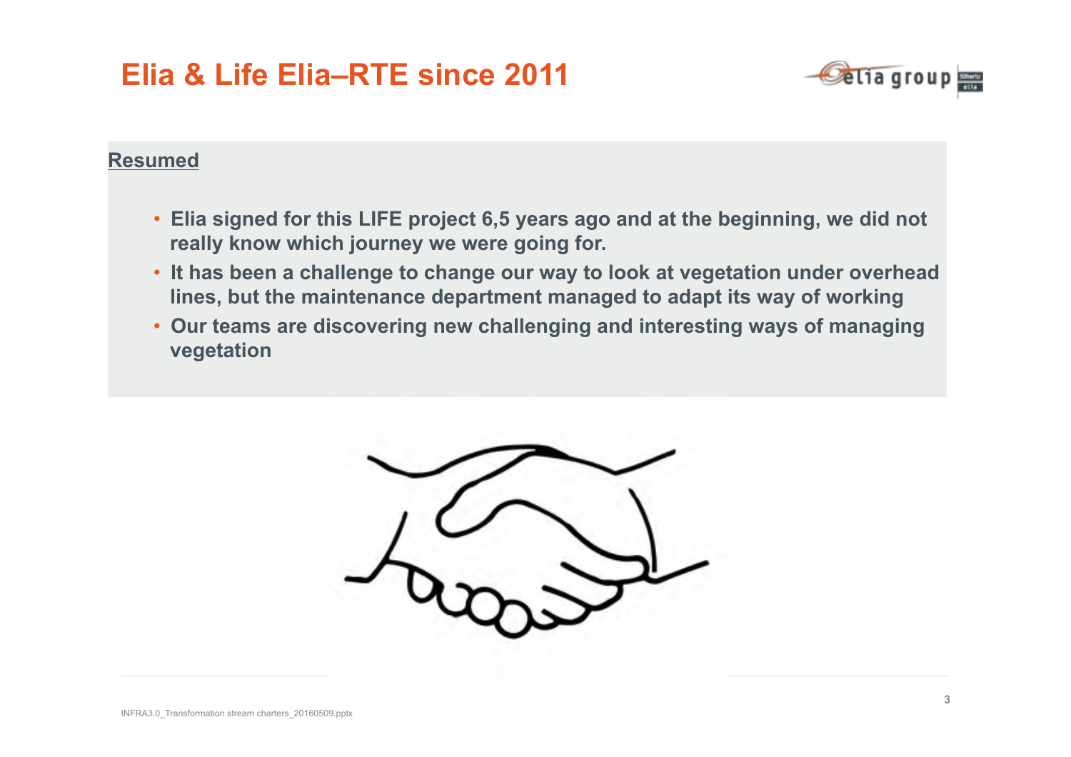# Elia & Life Elia–RTE since 2011

**Resumed**

- **Elia signed for this LIFE project 6,5 years ago and at the beginning, we did not really know which journey we were going for.**
- **It has been a challenge to change our way to look at vegetation under overhead lines, but the maintenance department managed to adapt its way of working**
- **Our teams are discovering new challenging and interesting ways of managing vegetation**

INFRA3.0_Transformation stream charters_20160509.pptx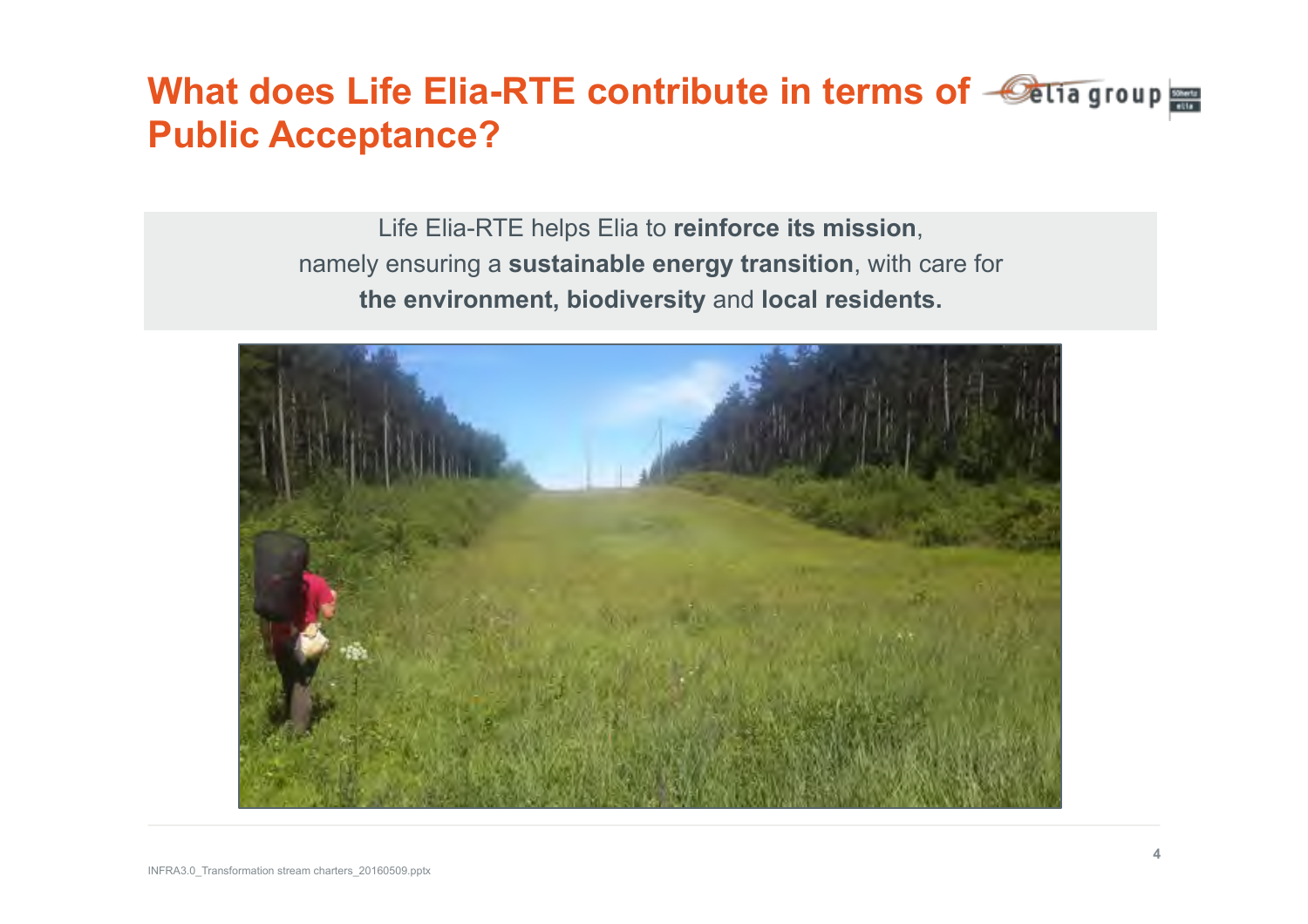# What does Life Elia-RTE contribute in terms of Public Acceptance?

Life Elia-RTE helps Elia to **reinforce its mission**, namely ensuring a **sustainable energy transition**, with care for **the environment**, **biodiversity** and **local residents.**

INFRA3.0_Transformation stream charters_20160509.pptx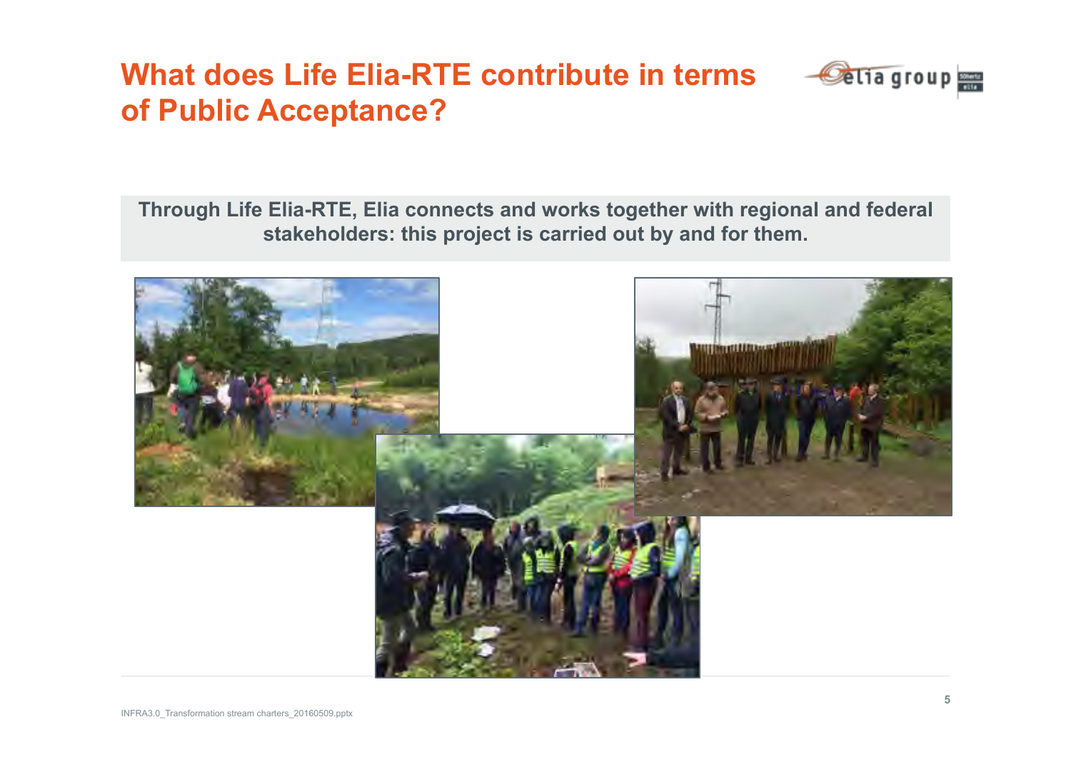# What does Life Elia-RTE contribute in terms of Public Acceptance?

**Through Life Elia-RTE, Elia connects and works together with regional and federal stakeholders: this project is carried out by and for them.**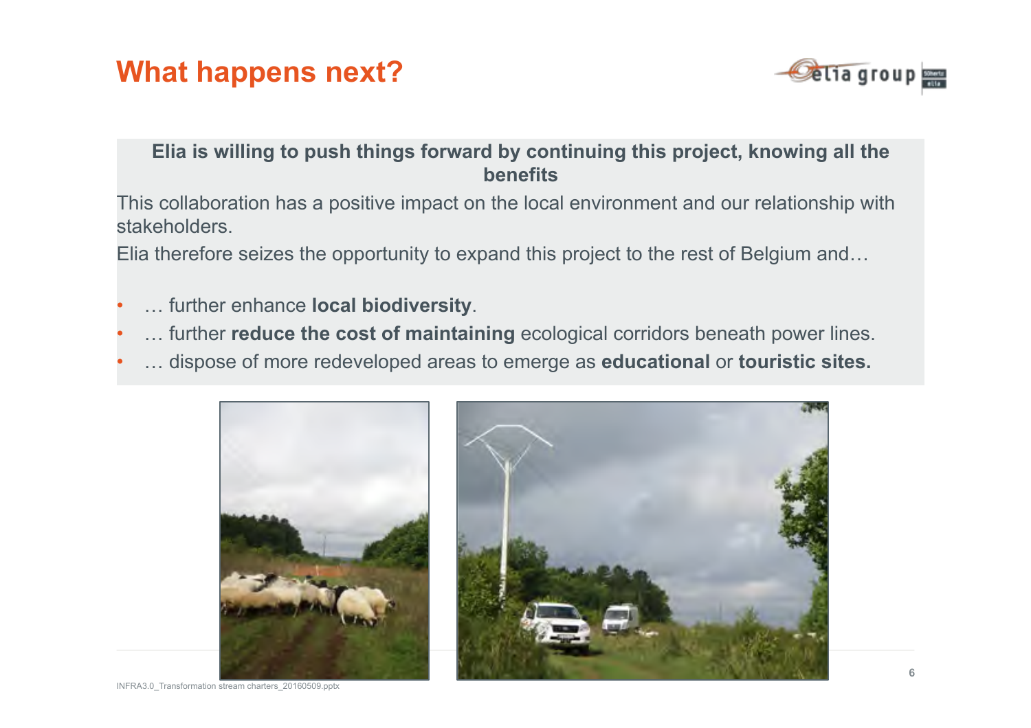# What happens next?

**Elia is willing to push things forward by continuing this project, knowing all the benefits**

This collaboration has a positive impact on the local environment and our relationship with stakeholders.

Elia therefore seizes the opportunity to expand this project to the rest of Belgium and…

- … further enhance **local biodiversity**.
- … further **reduce the cost of maintaining** ecological corridors beneath power lines.
- … dispose of more redeveloped areas to emerge as **educational** or **touristic sites.**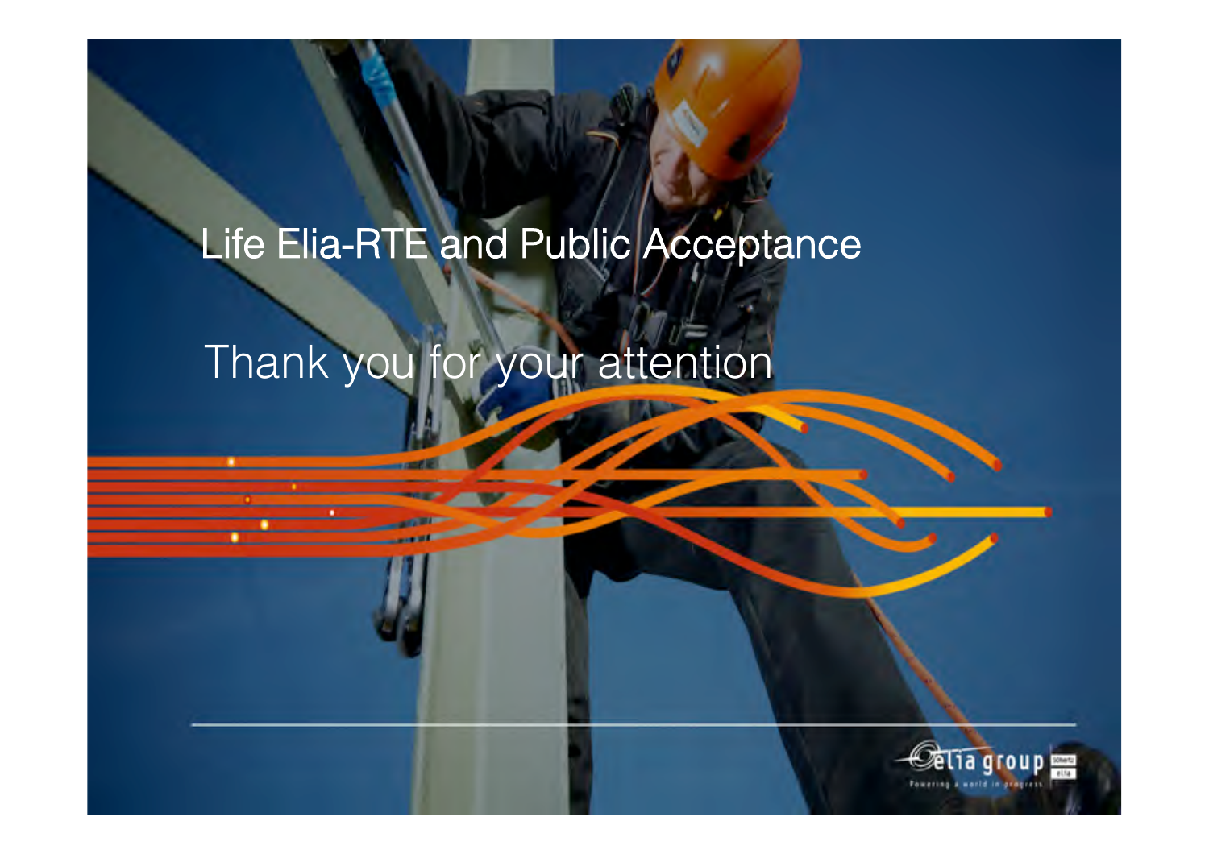Life Elia-RTE and Public Acceptance

Thank you for your attention